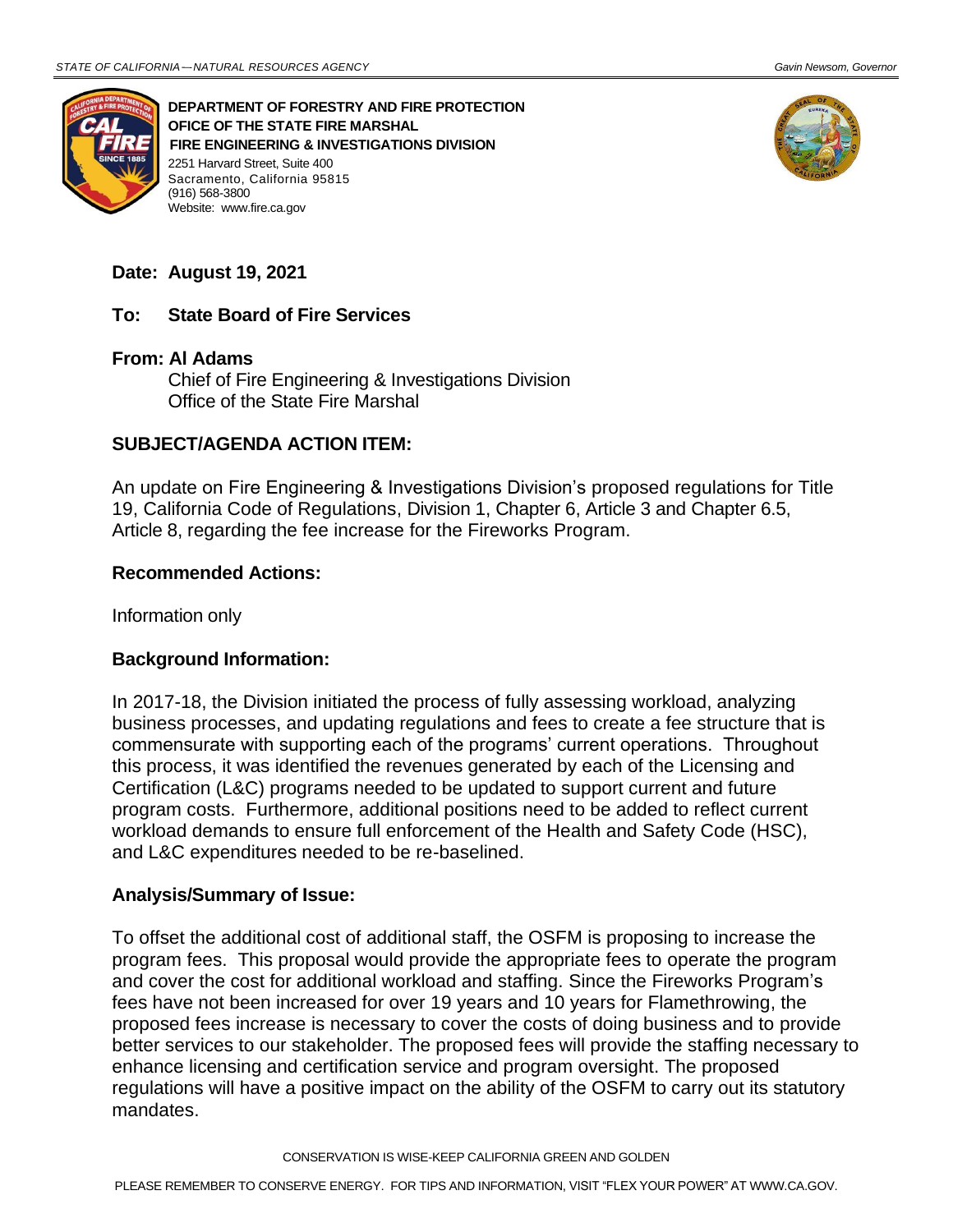**DEPARTMENT OF FORESTRY AND FIRE PROTECTION**
**OFICE OF THE STATE FIRE MARSHAL**
**FIRE ENGINEERING & INVESTIGATIONS DIVISION**
2251 Harvard Street, Suite 400
Sacramento, California 95815
(916) 568-3800
Website: www.fire.ca.gov

**Date: August 19, 2021**

**To: State Board of Fire Services**

**From: Al Adams**
Chief of Fire Engineering & Investigations Division
Office of the State Fire Marshal

**SUBJECT/AGENDA ACTION ITEM:**

An update on Fire Engineering & Investigations Division's proposed regulations for Title 19, California Code of Regulations, Division 1, Chapter 6, Article 3 and Chapter 6.5, Article 8, regarding the fee increase for the Fireworks Program.

**Recommended Actions:**

Information only

**Background Information:**

In 2017-18, the Division initiated the process of fully assessing workload, analyzing business processes, and updating regulations and fees to create a fee structure that is commensurate with supporting each of the programs' current operations. Throughout this process, it was identified the revenues generated by each of the Licensing and Certification (L&C) programs needed to be updated to support current and future program costs. Furthermore, additional positions need to be added to reflect current workload demands to ensure full enforcement of the Health and Safety Code (HSC), and L&C expenditures needed to be re-baselined.

**Analysis/Summary of Issue:**

To offset the additional cost of additional staff, the OSFM is proposing to increase the program fees. This proposal would provide the appropriate fees to operate the program and cover the cost for additional workload and staffing. Since the Fireworks Program's fees have not been increased for over 19 years and 10 years for Flamethrowing, the proposed fees increase is necessary to cover the costs of doing business and to provide better services to our stakeholder. The proposed fees will provide the staffing necessary to enhance licensing and certification service and program oversight. The proposed regulations will have a positive impact on the ability of the OSFM to carry out its statutory mandates.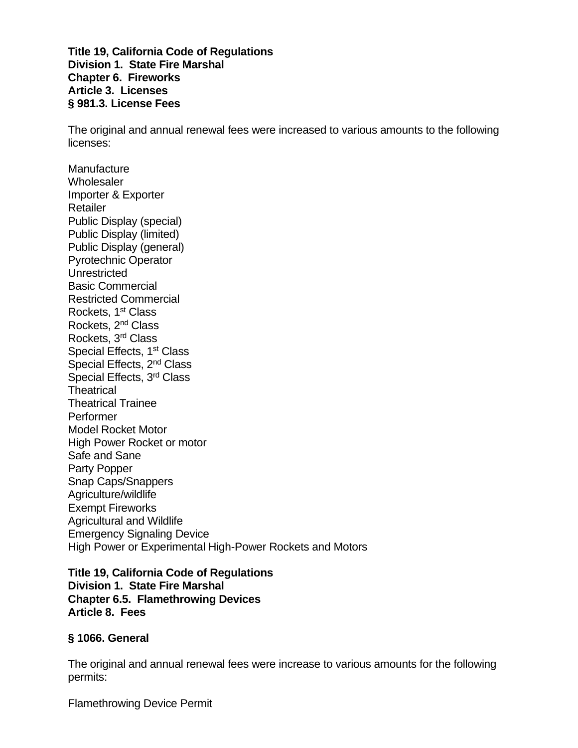**Title 19, California Code of Regulations**
**Division 1. State Fire Marshal**
**Chapter 6. Fireworks**
**Article 3. Licenses**
**§ 981.3. License Fees**

The original and annual renewal fees were increased to various amounts to the following licenses:

Manufacture
Wholesaler
Importer & Exporter
Retailer
Public Display (special)
Public Display (limited)
Public Display (general)
Pyrotechnic Operator
Unrestricted
Basic Commercial
Restricted Commercial
Rockets, 1st Class
Rockets, 2nd Class
Rockets, 3rd Class
Special Effects, 1st Class
Special Effects, 2nd Class
Special Effects, 3rd Class
Theatrical
Theatrical Trainee
Performer
Model Rocket Motor
High Power Rocket or motor
Safe and Sane
Party Popper
Snap Caps/Snappers
Agriculture/wildlife
Exempt Fireworks
Agricultural and Wildlife
Emergency Signaling Device
High Power or Experimental High-Power Rockets and Motors

**Title 19, California Code of Regulations**
**Division 1. State Fire Marshal**
**Chapter 6.5. Flamethrowing Devices**
**Article 8. Fees**

**§ 1066. General**

The original and annual renewal fees were increase to various amounts for the following permits:

Flamethrowing Device Permit